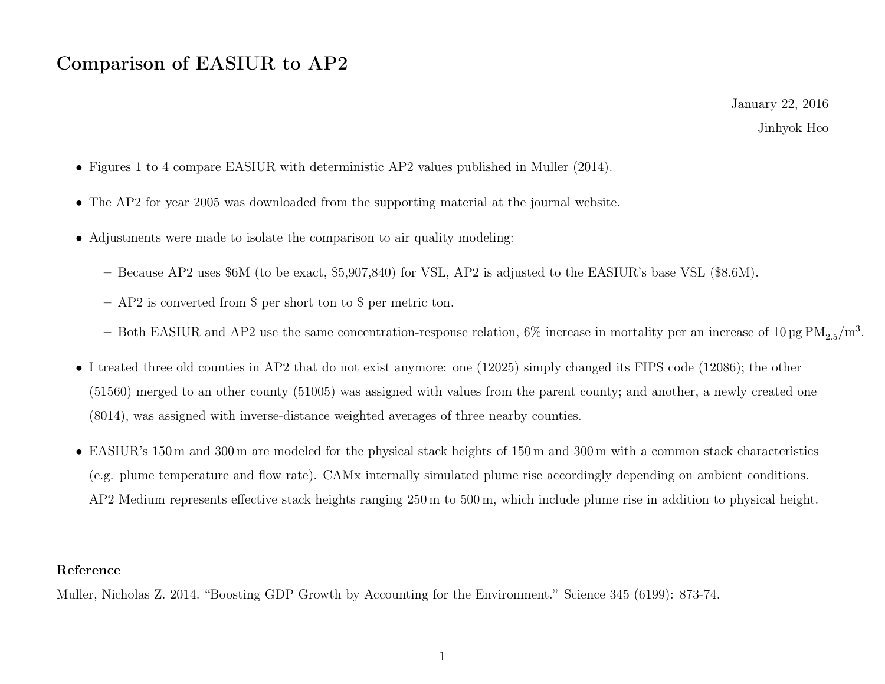# Comparison of EASIUR to AP2

January 22, 2016

Jinhyok Heo

- Figures 1 to 4 compare EASIUR with deterministic AP2 values published in Muller (2014).
- The AP2 for year 2005 was downloaded from the supporting material at the journal website.
- Adjustments were made to isolate the comparison to air quality modeling:
  - Because AP2 uses $6M (to be exact, $5,907,840) for VSL, AP2 is adjusted to the EASIUR's base VSL ($8.6M).
  - AP2 is converted from $ per short ton to $ per metric ton.
  - Both EASIUR and AP2 use the same concentration-response relation, 6% increase in mortality per an increase of $10\,\mu g\, PM_{2.5}/m^3$.
- I treated three old counties in AP2 that do not exist anymore: one (12025) simply changed its FIPS code (12086); the other (51560) merged to an other county (51005) was assigned with values from the parent county; and another, a newly created one (8014), was assigned with inverse-distance weighted averages of three nearby counties.
- EASIUR's 150 m and 300 m are modeled for the physical stack heights of 150 m and 300 m with a common stack characteristics (e.g. plume temperature and flow rate). CAMx internally simulated plume rise accordingly depending on ambient conditions. AP2 Medium represents effective stack heights ranging 250 m to 500 m, which include plume rise in addition to physical height.

### Reference

Muller, Nicholas Z. 2014. "Boosting GDP Growth by Accounting for the Environment." Science 345 (6199): 873-74.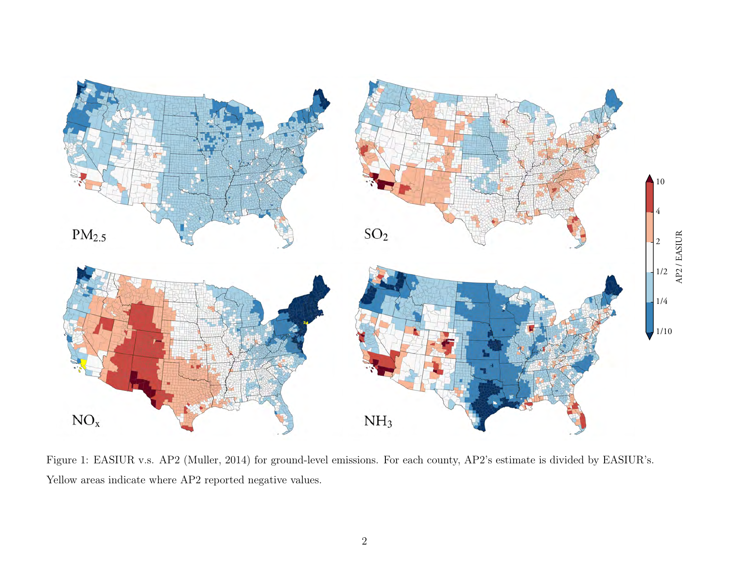Figure 1: EASIUR v.s. AP2 (Muller, 2014) for ground-level emissions. For each county, AP2's estimate is divided by EASIUR's. Yellow areas indicate where AP2 reported negative values.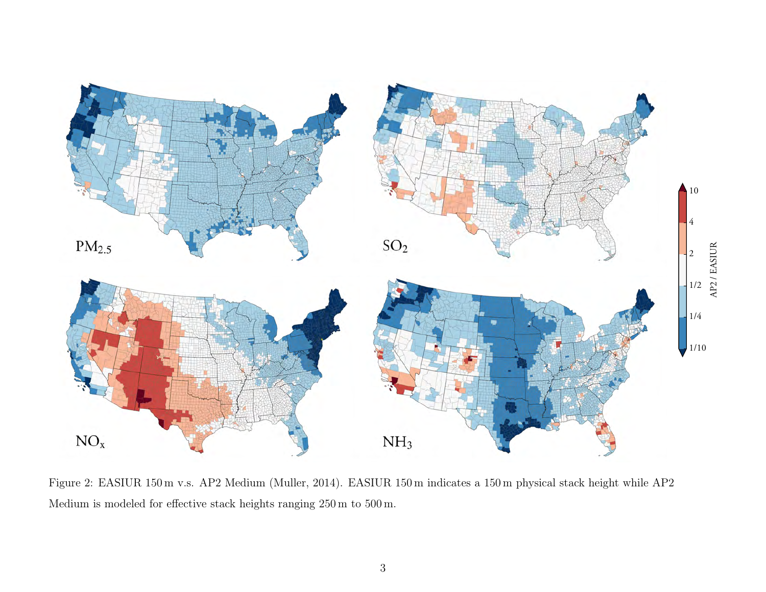Figure 2: EASIUR 150 m v.s. AP2 Medium (Muller, 2014). EASIUR 150 m indicates a 150 m physical stack height while AP2 Medium is modeled for effective stack heights ranging 250 m to 500 m.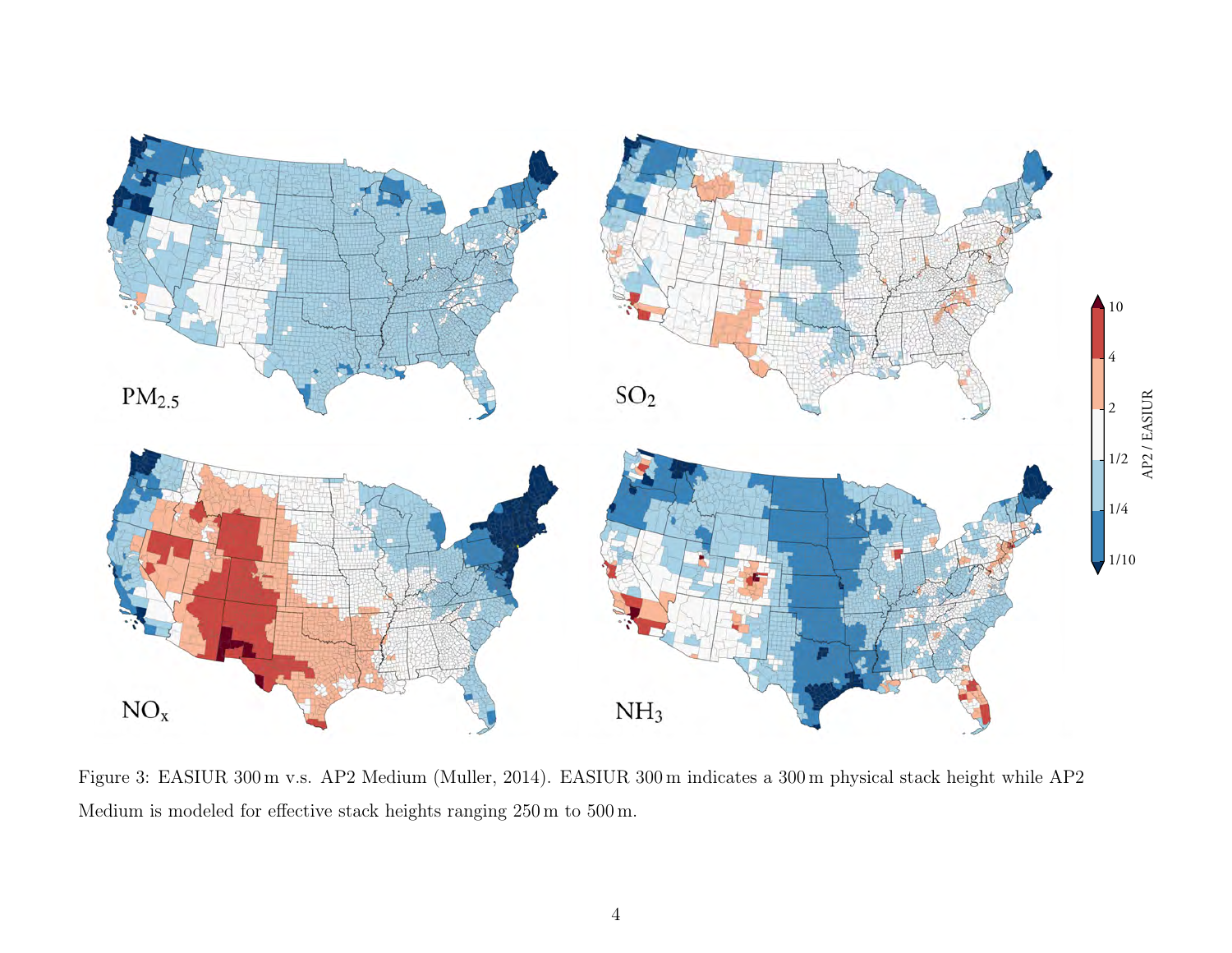Figure 3: EASIUR 300 m v.s. AP2 Medium (Muller, 2014). EASIUR 300 m indicates a 300 m physical stack height while AP2 Medium is modeled for effective stack heights ranging 250 m to 500 m.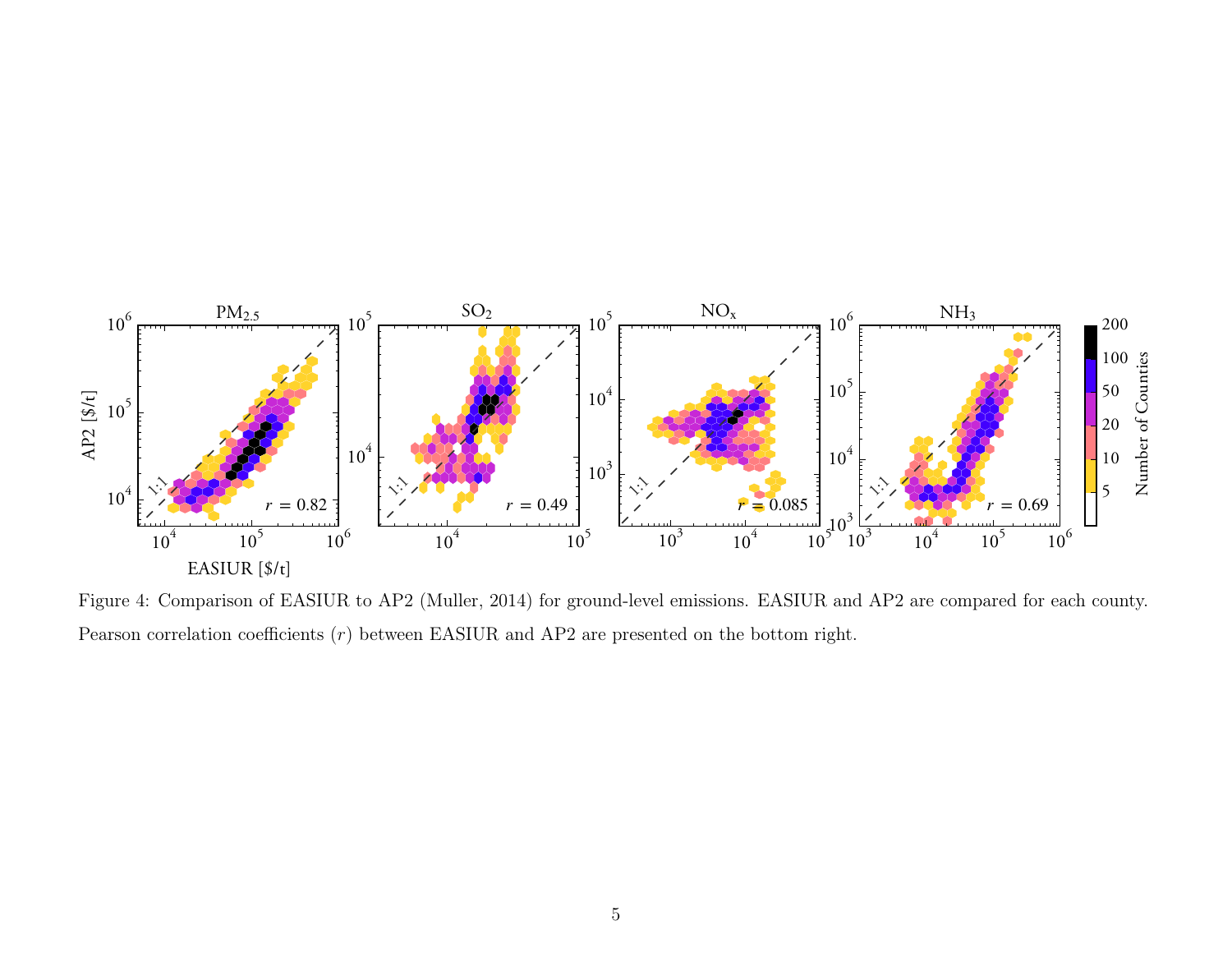PM$_{2.5}$

SO$_2$

NO$_x$

NH$_3$

AP2 [$/t]

EASIUR [$/t]

1:1

$r$ = 0.82

$r$ = 0.49

$r$ = 0.085

$r$ = 0.69

Number of Counties

5

10

20

50

100

200

Figure 4: Comparison of EASIUR to AP2 (Muller, 2014) for ground-level emissions. EASIUR and AP2 are compared for each county. Pearson correlation coefficients ($r$) between EASIUR and AP2 are presented on the bottom right.